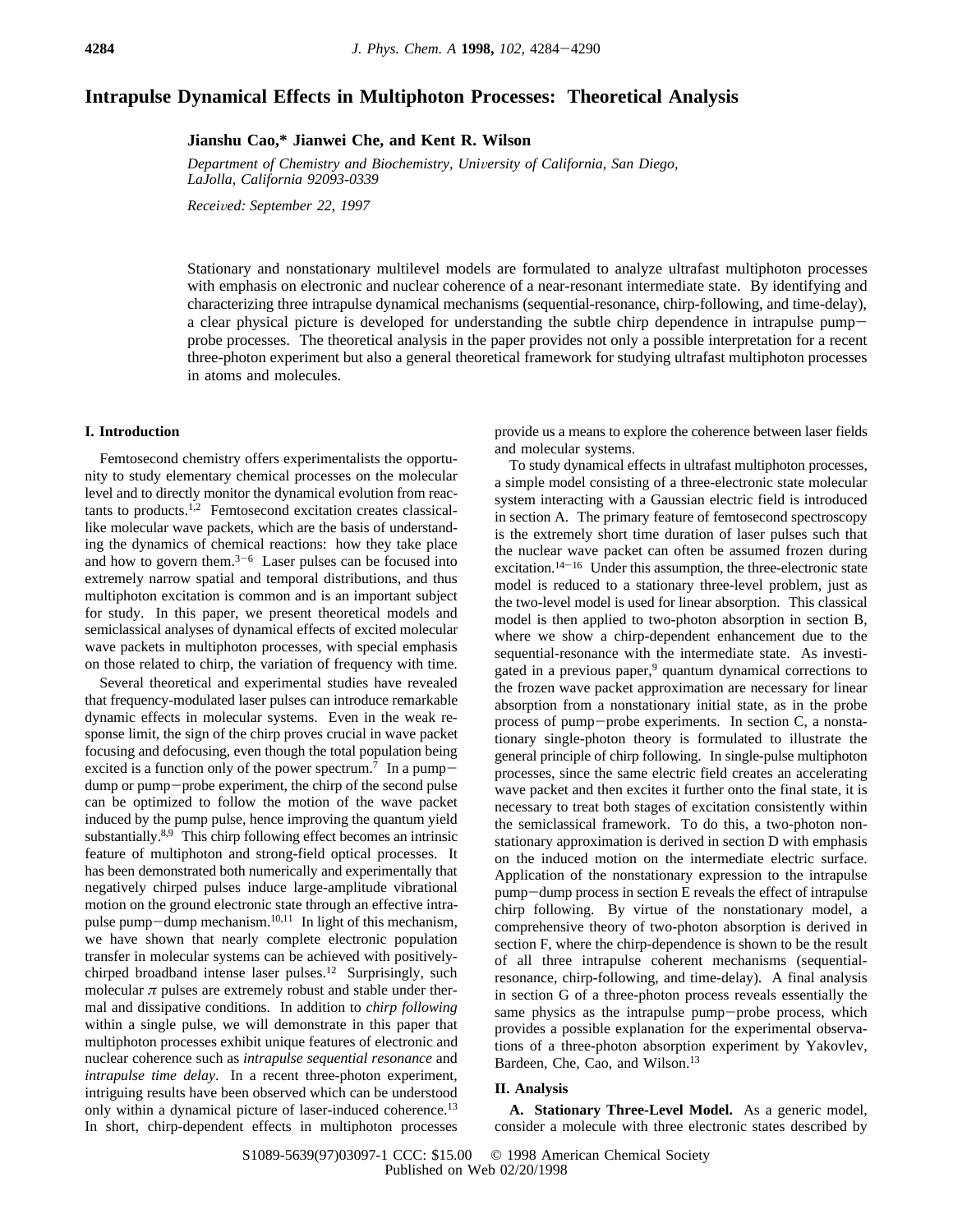# Intrapulse Dynamical Effects in Multiphoton Processes: Theoretical Analysis

**Jianshu Cao,* Jianwei Che, and Kent R. Wilson**

*Department of Chemistry and Biochemistry, University of California, San Diego, LaJolla, California 92093-0339*

*Received: September 22, 1997*

Stationary and nonstationary multilevel models are formulated to analyze ultrafast multiphoton processes with emphasis on electronic and nuclear coherence of a near-resonant intermediate state. By identifying and characterizing three intrapulse dynamical mechanisms (sequential-resonance, chirp-following, and time-delay), a clear physical picture is developed for understanding the subtle chirp dependence in intrapulse pump−probe processes. The theoretical analysis in the paper provides not only a possible interpretation for a recent three-photon experiment but also a general theoretical framework for studying ultrafast multiphoton processes in atoms and molecules.

## I. Introduction

Femtosecond chemistry offers experimentalists the opportunity to study elementary chemical processes on the molecular level and to directly monitor the dynamical evolution from reactants to products.[1,2] Femtosecond excitation creates classical-like molecular wave packets, which are the basis of understanding the dynamics of chemical reactions: how they take place and how to govern them.[3−6] Laser pulses can be focused into extremely narrow spatial and temporal distributions, and thus multiphoton excitation is common and is an important subject for study. In this paper, we present theoretical models and semiclassical analyses of dynamical effects of excited molecular wave packets in multiphoton processes, with special emphasis on those related to chirp, the variation of frequency with time.

Several theoretical and experimental studies have revealed that frequency-modulated laser pulses can introduce remarkable dynamic effects in molecular systems. Even in the weak response limit, the sign of the chirp proves crucial in wave packet focusing and defocusing, even though the total population being excited is a function only of the power spectrum.[7] In a pump−dump or pump−probe experiment, the chirp of the second pulse can be optimized to follow the motion of the wave packet induced by the pump pulse, hence improving the quantum yield substantially.[8,9] This chirp following effect becomes an intrinsic feature of multiphoton and strong-field optical processes. It has been demonstrated both numerically and experimentally that negatively chirped pulses induce large-amplitude vibrational motion on the ground electronic state through an effective intrapulse pump−dump mechanism.[10,11] In light of this mechanism, we have shown that nearly complete electronic population transfer in molecular systems can be achieved with positively-chirped broadband intense laser pulses.[12] Surprisingly, such molecular $\pi$ pulses are extremely robust and stable under thermal and dissipative conditions. In addition to *chirp following* within a single pulse, we will demonstrate in this paper that multiphoton processes exhibit unique features of electronic and nuclear coherence such as *intrapulse sequential resonance* and *intrapulse time delay*. In a recent three-photon experiment, intriguing results have been observed which can be understood only within a dynamical picture of laser-induced coherence.[13] In short, chirp-dependent effects in multiphoton processes provide us a means to explore the coherence between laser fields and molecular systems.

To study dynamical effects in ultrafast multiphoton processes, a simple model consisting of a three-electronic state molecular system interacting with a Gaussian electric field is introduced in section A. The primary feature of femtosecond spectroscopy is the extremely short time duration of laser pulses such that the nuclear wave packet can often be assumed frozen during excitation.[14−16] Under this assumption, the three-electronic state model is reduced to a stationary three-level problem, just as the two-level model is used for linear absorption. This classical model is then applied to two-photon absorption in section B, where we show a chirp-dependent enhancement due to the sequential-resonance with the intermediate state. As investigated in a previous paper,[9] quantum dynamical corrections to the frozen wave packet approximation are necessary for linear absorption from a nonstationary initial state, as in the probe process of pump−probe experiments. In section C, a nonstationary single-photon theory is formulated to illustrate the general principle of chirp following. In single-pulse multiphoton processes, since the same electric field creates an accelerating wave packet and then excites it further onto the final state, it is necessary to treat both stages of excitation consistently within the semiclassical framework. To do this, a two-photon nonstationary approximation is derived in section D with emphasis on the induced motion on the intermediate electric surface. Application of the nonstationary expression to the intrapulse pump−dump process in section E reveals the effect of intrapulse chirp following. By virtue of the nonstationary model, a comprehensive theory of two-photon absorption is derived in section F, where the chirp-dependence is shown to be the result of all three intrapulse coherent mechanisms (sequential-resonance, chirp-following, and time-delay). A final analysis in section G of a three-photon process reveals essentially the same physics as the intrapulse pump−probe process, which provides a possible explanation for the experimental observations of a three-photon absorption experiment by Yakovlev, Bardeen, Che, Cao, and Wilson.[13]

## II. Analysis

**A. Stationary Three-Level Model.** As a generic model, consider a molecule with three electronic states described by

S1089-5639(97)03097-1 CCC: $15.00 © 1998 American Chemical Society
Published on Web 02/20/1998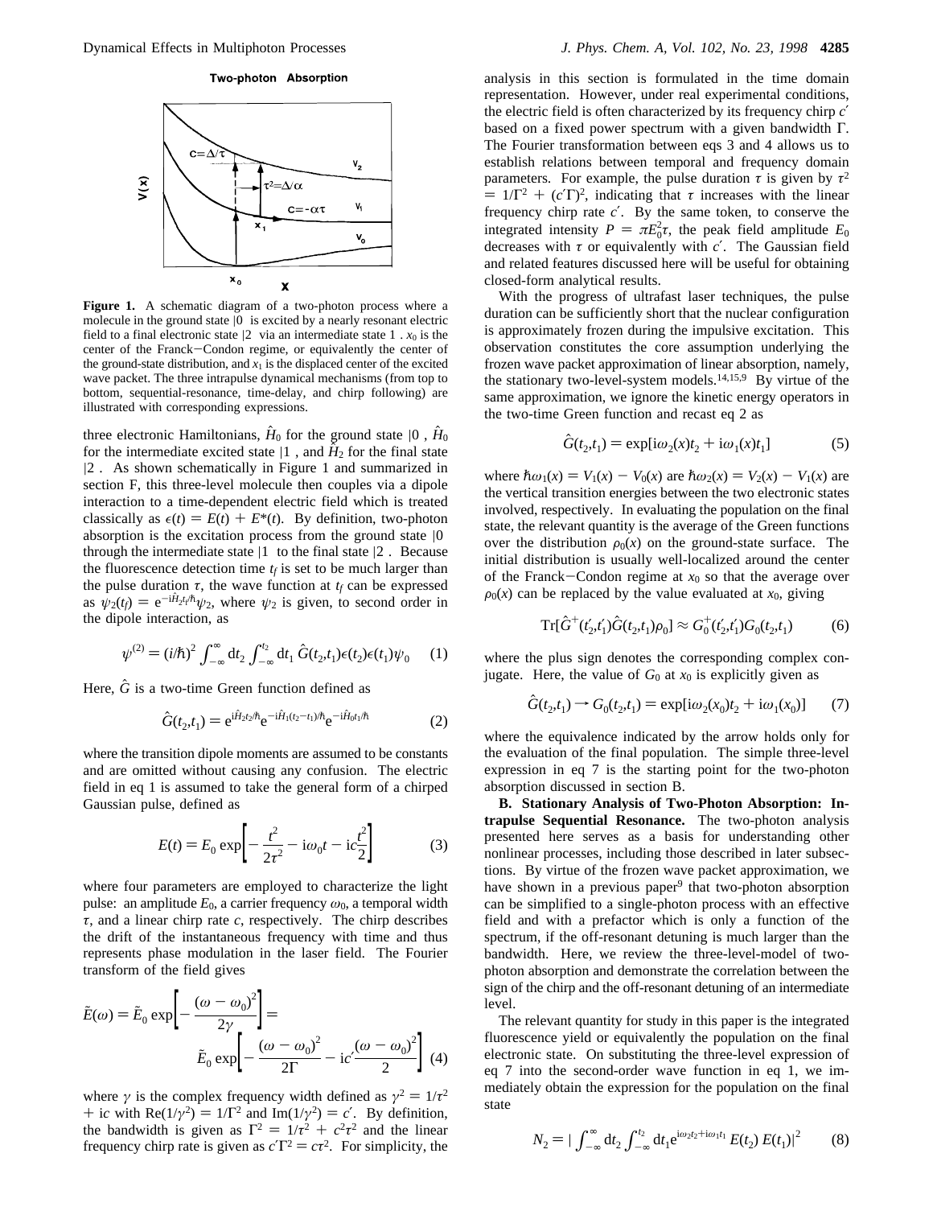**Figure 1.** A schematic diagram of a two-photon process where a molecule in the ground state |0⟩ is excited by a nearly resonant electric field to a final electronic state |2⟩ via an intermediate state |1⟩. $x_0$ is the center of the Franck−Condon regime, or equivalently the center of the ground-state distribution, and $x_1$ is the displaced center of the excited wave packet. The three intrapulse dynamical mechanisms (from top to bottom, sequential-resonance, time-delay, and chirp following) are illustrated with corresponding expressions.

three electronic Hamiltonians, $\hat{H}_0$ for the ground state |0⟩, $\hat{H}_0$ for the intermediate excited state |1⟩, and $\hat{H}_2$ for the final state |2⟩. As shown schematically in Figure 1 and summarized in section F, this three-level molecule then couples via a dipole interaction to a time-dependent electric field which is treated classically as $\epsilon(t) = E(t) + E^*(t)$. By definition, two-photon absorption is the excitation process from the ground state |0⟩ through the intermediate state |1⟩ to the final state |2⟩. Because the fluorescence detection time $t_f$ is set to be much larger than the pulse duration $\tau$, the wave function at $t_f$ can be expressed as $\psi_2(t_f) = e^{-i\hat{H}_2 t_f/\hbar}\psi_2$, where $\psi_2$ is given, to second order in the dipole interaction, as

$$\psi^{(2)} = (i/\hbar)^2 \int_{-\infty}^{\infty} dt_2 \int_{-\infty}^{t_2} dt_1\, \hat{G}(t_2,t_1)\epsilon(t_2)\epsilon(t_1)\psi_0 \qquad (1)$$

Here, $\hat{G}$ is a two-time Green function defined as

$$\hat{G}(t_2,t_1) = e^{i\hat{H}_2 t_2/\hbar} e^{-i\hat{H}_1(t_2-t_1)/\hbar} e^{-i\hat{H}_0 t_1/\hbar} \qquad (2)$$

where the transition dipole moments are assumed to be constants and are omitted without causing any confusion. The electric field in eq 1 is assumed to take the general form of a chirped Gaussian pulse, defined as

$$E(t) = E_0 \exp\left[-\frac{t^2}{2\tau^2} - i\omega_0 t - ic\frac{t^2}{2}\right] \qquad (3)$$

where four parameters are employed to characterize the light pulse: an amplitude $E_0$, a carrier frequency $\omega_0$, a temporal width $\tau$, and a linear chirp rate $c$, respectively. The chirp describes the drift of the instantaneous frequency with time and thus represents phase modulation in the laser field. The Fourier transform of the field gives

$$\tilde{E}(\omega) = \tilde{E}_0 \exp\left[-\frac{(\omega-\omega_0)^2}{2\gamma}\right] = \tilde{E}_0 \exp\left[-\frac{(\omega-\omega_0)^2}{2\Gamma} - ic'\frac{(\omega-\omega_0)^2}{2}\right] \qquad (4)$$

where $\gamma$ is the complex frequency width defined as $\gamma^2 = 1/\tau^2 + ic$ with $\mathrm{Re}(1/\gamma^2) = 1/\Gamma^2$ and $\mathrm{Im}(1/\gamma^2) = c'$. By definition, the bandwidth is given as $\Gamma^2 = 1/\tau^2 + c^2\tau^2$ and the linear frequency chirp rate is given as $c'\Gamma^2 = c\tau^2$. For simplicity, the analysis in this section is formulated in the time domain representation. However, under real experimental conditions, the electric field is often characterized by its frequency chirp $c'$ based on a fixed power spectrum with a given bandwidth $\Gamma$. The Fourier transformation between eqs 3 and 4 allows us to establish relations between temporal and frequency domain parameters. For example, the pulse duration $\tau$ is given by $\tau^2 = 1/\Gamma^2 + (c'\Gamma)^2$, indicating that $\tau$ increases with the linear frequency chirp rate $c'$. By the same token, to conserve the integrated intensity $P = \pi E_0^2\tau$, the peak field amplitude $E_0$ decreases with $\tau$ or equivalently with $c'$. The Gaussian field and related features discussed here will be useful for obtaining closed-form analytical results.

With the progress of ultrafast laser techniques, the pulse duration can be sufficiently short that the nuclear configuration is approximately frozen during the impulsive excitation. This observation constitutes the core assumption underlying the frozen wave packet approximation of linear absorption, namely, the stationary two-level-system models.[14,15,9] By virtue of the same approximation, we ignore the kinetic energy operators in the two-time Green function and recast eq 2 as

$$\hat{G}(t_2,t_1) = \exp[i\omega_2(x)t_2 + i\omega_1(x)t_1] \qquad (5)$$

where $\hbar\omega_1(x) = V_1(x) - V_0(x)$ are $\hbar\omega_2(x) = V_2(x) - V_1(x)$ are the vertical transition energies between the two electronic states involved, respectively. In evaluating the population on the final state, the relevant quantity is the average of the Green functions over the distribution $\rho_0(x)$ on the ground-state surface. The initial distribution is usually well-localized around the center of the Franck−Condon regime at $x_0$ so that the average over $\rho_0(x)$ can be replaced by the value evaluated at $x_0$, giving

$$\mathrm{Tr}[\hat{G}^+(t_2',t_1')\hat{G}(t_2,t_1)\rho_0] \approx G_0^+(t_2',t_1')G_0(t_2,t_1) \qquad (6)$$

where the plus sign denotes the corresponding complex conjugate. Here, the value of $G_0$ at $x_0$ is explicitly given as

$$\hat{G}(t_2,t_1) \rightarrow G_0(t_2,t_1) = \exp[i\omega_2(x_0)t_2 + i\omega_1(x_0)] \qquad (7)$$

where the equivalence indicated by the arrow holds only for the evaluation of the final population. The simple three-level expression in eq 7 is the starting point for the two-photon absorption discussed in section B.

**B. Stationary Analysis of Two-Photon Absorption: Intrapulse Sequential Resonance.** The two-photon analysis presented here serves as a basis for understanding other nonlinear processes, including those described in later subsections. By virtue of the frozen wave packet approximation, we have shown in a previous paper[9] that two-photon absorption can be simplified to a single-photon process with an effective field and with a prefactor which is only a function of the spectrum, if the off-resonant detuning is much larger than the bandwidth. Here, we review the three-level-model of two-photon absorption and demonstrate the correlation between the sign of the chirp and the off-resonant detuning of an intermediate level.

The relevant quantity for study in this paper is the integrated fluorescence yield or equivalently the population on the final electronic state. On substituting the three-level expression of eq 7 into the second-order wave function in eq 1, we immediately obtain the expression for the population on the final state

$$N_2 = \left|\int_{-\infty}^{\infty} dt_2 \int_{-\infty}^{t_2} dt_1 e^{i\omega_2 t_2 + i\omega_1 t_1} E(t_2)\, E(t_1)\right|^2 \qquad (8)$$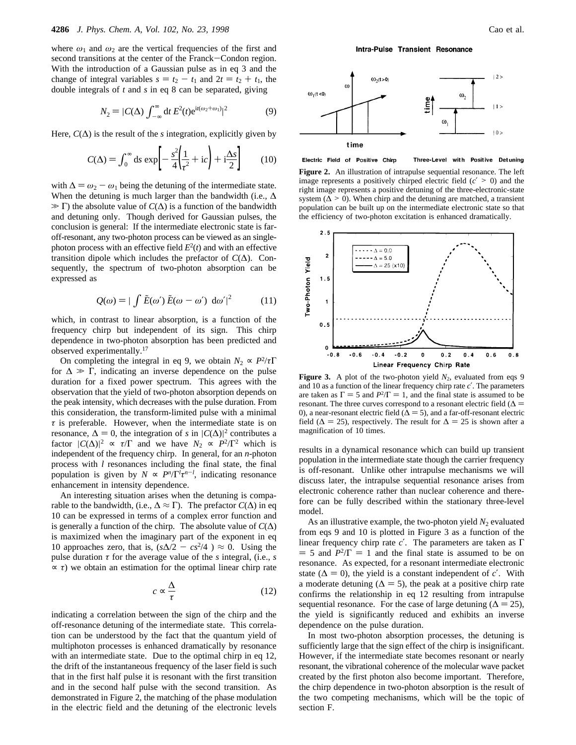where $\omega_1$ and $\omega_2$ are the vertical frequencies of the first and second transitions at the center of the Franck–Condon region. With the introduction of a Gaussian pulse as in eq 3 and the change of integral variables $s = t_2 - t_1$ and $2t = t_2 + t_1$, the double integrals of $t$ and $s$ in eq 8 can be separated, giving

$$N_2 = |C(\Delta) \int_{-\infty}^{\infty} \mathrm{d}t\, E^2(t) e^{it(\omega_2+\omega_1)}|^2 \qquad (9)$$

Here, $C(\Delta)$ is the result of the $s$ integration, explicitly given by

$$C(\Delta) = \int_0^{\infty} \mathrm{d}s \exp\left[-\frac{s^2}{4}\left(\frac{1}{\tau^2} + ic\right) + i\frac{\Delta s}{2}\right] \qquad (10)$$

with $\Delta = \omega_2 - \omega_1$ being the detuning of the intermediate state. When the detuning is much larger than the bandwidth (i.e., $\Delta \gg \Gamma$) the absolute value of $C(\Delta)$ is a function of the bandwidth and detuning only. Though derived for Gaussian pulses, the conclusion is general: If the intermediate electronic state is far-off-resonant, any two-photon process can be viewed as an single-photon process with an effective field $E^2(t)$ and with an effective transition dipole which includes the prefactor of $C(\Delta)$. Consequently, the spectrum of two-photon absorption can be expressed as

$$Q(\omega) = |\int \tilde{E}(\omega')\, \tilde{E}(\omega - \omega')\ \mathrm{d}\omega'|^2 \qquad (11)$$

which, in contrast to linear absorption, is a function of the frequency chirp but independent of its sign. This chirp dependence in two-photon absorption has been predicted and observed experimentally.[17]

On completing the integral in eq 9, we obtain $N_2 \propto P^2/\tau\Gamma$ for $\Delta \gg \Gamma$, indicating an inverse dependence on the pulse duration for a fixed power spectrum. This agrees with the observation that the yield of two-photon absorption depends on the peak intensity, which decreases with the pulse duration. From this consideration, the transform-limited pulse with a minimal $\tau$ is preferable. However, when the intermediate state is on resonance, $\Delta = 0$, the integration of $s$ in $|C(\Delta)|^2$ contributes a factor $|C(\Delta)|^2 \propto \tau/\Gamma$ and we have $N_2 \propto P^2/\Gamma^2$ which is independent of the frequency chirp. In general, for an $n$-photon process with $l$ resonances including the final state, the final population is given by $N \propto P^n/\Gamma^l\tau^{n-l}$, indicating resonance enhancement in intensity dependence.

An interesting situation arises when the detuning is comparable to the bandwidth, (i.e., $\Delta \approx \Gamma$). The prefactor $C(\Delta)$ in eq 10 can be expressed in terms of a complex error function and is generally a function of the chirp. The absolute value of $C(\Delta)$ is maximized when the imaginary part of the exponent in eq 10 approaches zero, that is, $(s\Delta/2 - cs^2/4\ ) \approx 0$. Using the pulse duration $\tau$ for the average value of the $s$ integral, (i.e., $s \propto \tau$) we obtain an estimation for the optimal linear chirp rate

$$c \propto \frac{\Delta}{\tau} \qquad (12)$$

indicating a correlation between the sign of the chirp and the off-resonance detuning of the intermediate state. This correlation can be understood by the fact that the quantum yield of multiphoton processes is enhanced dramatically by resonance with an intermediate state. Due to the optimal chirp in eq 12, the drift of the instantaneous frequency of the laser field is such that in the first half pulse it is resonant with the first transition and in the second half pulse with the second transition. As demonstrated in Figure 2, the matching of the phase modulation in the electric field and the detuning of the electronic levels results in a dynamical resonance which can build up transient population in the intermediate state though the carrier frequency is off-resonant. Unlike other intrapulse mechanisms we will discuss later, the intrapulse sequential resonance arises from electronic coherence rather than nuclear coherence and therefore can be fully described within the stationary three-level model.

**Figure 2.** An illustration of intrapulse sequential resonance. The left image represents a positively chirped electric field ($c' > 0$) and the right image represents a positive detuning of the three-electronic-state system ($\Delta > 0$). When chirp and the detuning are matched, a transient population can be built up on the intermediate electronic state so that the efficiency of two-photon excitation is enhanced dramatically.

**Figure 3.** A plot of the two-photon yield $N_2$, evaluated from eqs 9 and 10 as a function of the linear frequency chirp rate $c'$. The parameters are taken as $\Gamma = 5$ and $P^2/\Gamma = 1$, and the final state is assumed to be resonant. The three curves correspond to a resonant electric field ($\Delta = 0$), a near-resonant electric field ($\Delta = 5$), and a far-off-resonant electric field ($\Delta = 25$), respectively. The result for $\Delta = 25$ is shown after a magnification of 10 times.

As an illustrative example, the two-photon yield $N_2$ evaluated from eqs 9 and 10 is plotted in Figure 3 as a function of the linear frequency chirp rate $c'$. The parameters are taken as $\Gamma = 5$ and $P^2/\Gamma = 1$ and the final state is assumed to be on resonance. As expected, for a resonant intermediate electronic state ($\Delta = 0$), the yield is a constant independent of $c'$. With a moderate detuning ($\Delta = 5$), the peak at a positive chirp rate confirms the relationship in eq 12 resulting from intrapulse sequential resonance. For the case of large detuning ($\Delta = 25$), the yield is significantly reduced and exhibits an inverse dependence on the pulse duration.

In most two-photon absorption processes, the detuning is sufficiently large that the sign effect of the chirp is insignificant. However, if the intermediate state becomes resonant or nearly resonant, the vibrational coherence of the molecular wave packet created by the first photon also become important. Therefore, the chirp dependence in two-photon absorption is the result of the two competing mechanisms, which will be the topic of section F.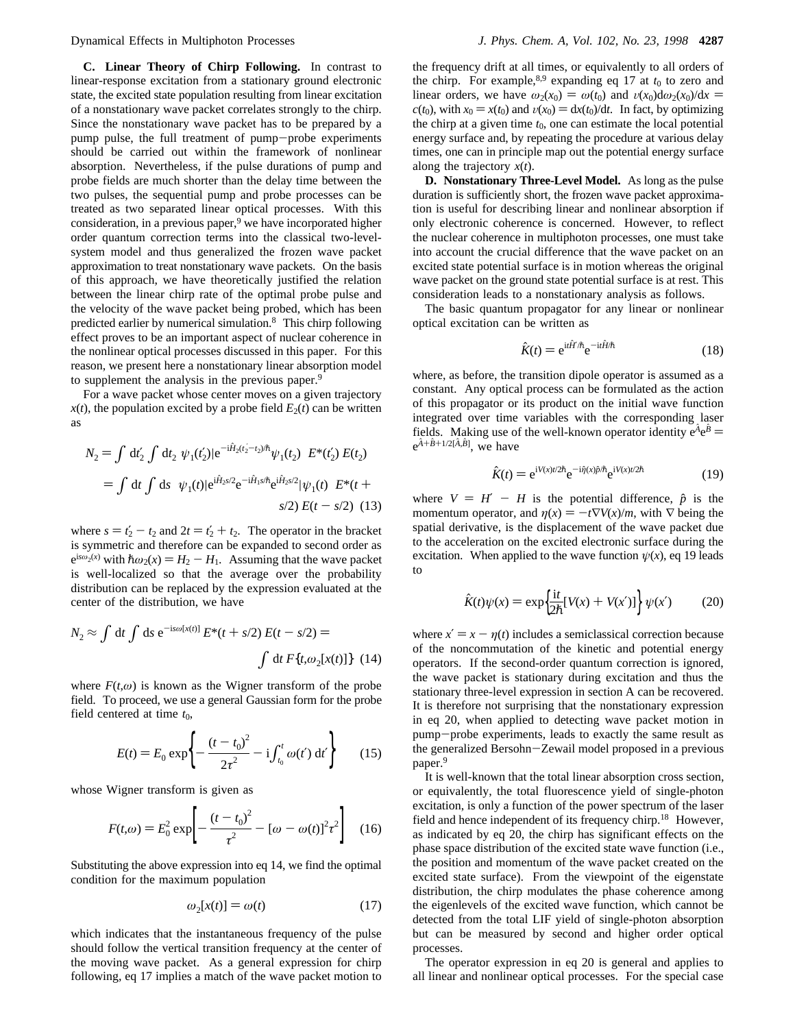**C. Linear Theory of Chirp Following.** In contrast to linear-response excitation from a stationary ground electronic state, the excited state population resulting from linear excitation of a nonstationary wave packet correlates strongly to the chirp. Since the nonstationary wave packet has to be prepared by a pump pulse, the full treatment of pump−probe experiments should be carried out within the framework of nonlinear absorption. Nevertheless, if the pulse durations of pump and probe fields are much shorter than the delay time between the two pulses, the sequential pump and probe processes can be treated as two separated linear optical processes. With this consideration, in a previous paper,[9] we have incorporated higher order quantum correction terms into the classical two-level-system model and thus generalized the frozen wave packet approximation to treat nonstationary wave packets. On the basis of this approach, we have theoretically justified the relation between the linear chirp rate of the optimal probe pulse and the velocity of the wave packet being probed, which has been predicted earlier by numerical simulation.[8] This chirp following effect proves to be an important aspect of nuclear coherence in the nonlinear optical processes discussed in this paper. For this reason, we present here a nonstationary linear absorption model to supplement the analysis in the previous paper.[9]

For a wave packet whose center moves on a given trajectory $x(t)$, the population excited by a probe field $E_2(t)$ can be written as

$$
\begin{aligned}
N_2 &= \int \mathrm{d}t_2' \int \mathrm{d}t_2 \; \langle \psi_1(t_2')| \mathrm{e}^{-\mathrm{i}\hat{H}_2(t_2'-t_2)/\hbar} |\psi_1(t_2)\rangle \; E^*(t_2')\, E(t_2) \\
&= \int \mathrm{d}t \int \mathrm{d}s \; \langle \psi_1(t)| \mathrm{e}^{\mathrm{i}\hat{H}_2 s/2} \mathrm{e}^{-\mathrm{i}\hat{H}_1 s/\hbar} \mathrm{e}^{\mathrm{i}\hat{H}_2 s/2} |\psi_1(t)\rangle \; E^*(t + s/2)\, E(t - s/2)
\end{aligned} \tag{13}
$$

where $s = t_2' - t_2$ and $2t = t_2' + t_2$. The operator in the bracket is symmetric and therefore can be expanded to second order as $\mathrm{e}^{\mathrm{i}s\omega_2(x)}$ with $\hbar\omega_2(x) = H_2 - H_1$. Assuming that the wave packet is well-localized so that the average over the probability distribution can be replaced by the expression evaluated at the center of the distribution, we have

$$
N_2 \approx \int \mathrm{d}t \int \mathrm{d}s \; \mathrm{e}^{-\mathrm{i}s\omega[x(t)]}\, E^*(t + s/2)\, E(t - s/2) = \int \mathrm{d}t\, F\{t, \omega_2[x(t)]\} \tag{14}
$$

where $F(t,\omega)$ is known as the Wigner transform of the probe field. To proceed, we use a general Gaussian form for the probe field centered at time $t_0$,

$$
E(t) = E_0 \exp\left\{ -\frac{(t - t_0)^2}{2\tau^2} - \mathrm{i}\int_{t_0}^{t} \omega(t')\, \mathrm{d}t' \right\} \tag{15}
$$

whose Wigner transform is given as

$$
F(t,\omega) = E_0^2 \exp\left[ -\frac{(t - t_0)^2}{\tau^2} - [\omega - \omega(t)]^2 \tau^2 \right] \tag{16}
$$

Substituting the above expression into eq 14, we find the optimal condition for the maximum population

$$
\omega_2[x(t)] = \omega(t) \tag{17}
$$

which indicates that the instantaneous frequency of the pulse should follow the vertical transition frequency at the center of the moving wave packet. As a general expression for chirp following, eq 17 implies a match of the wave packet motion to the frequency drift at all times, or equivalently to all orders of the chirp. For example,[8,9] expanding eq 17 at $t_0$ to zero and linear orders, we have $\omega_2(x_0) = \omega(t_0)$ and $v(x_0)\mathrm{d}\omega_2(x_0)/\mathrm{d}x = c(t_0)$, with $x_0 = x(t_0)$ and $v(x_0) = \mathrm{d}x(t_0)/\mathrm{d}t$. In fact, by optimizing the chirp at a given time $t_0$, one can estimate the local potential energy surface and, by repeating the procedure at various delay times, one can in principle map out the potential energy surface along the trajectory $x(t)$.

**D. Nonstationary Three-Level Model.** As long as the pulse duration is sufficiently short, the frozen wave packet approximation is useful for describing linear and nonlinear absorption if only electronic coherence is concerned. However, to reflect the nuclear coherence in multiphoton processes, one must take into account the crucial difference that the wave packet on an excited state potential surface is in motion whereas the original wave packet on the ground state potential surface is at rest. This consideration leads to a nonstationary analysis as follows.

The basic quantum propagator for any linear or nonlinear optical excitation can be written as

$$
\hat{K}(t) = \mathrm{e}^{\mathrm{i}t\hat{H}'/\hbar} \mathrm{e}^{-\mathrm{i}t\hat{H}/\hbar} \tag{18}
$$

where, as before, the transition dipole operator is assumed as a constant. Any optical process can be formulated as the action of this propagator or its product on the initial wave function integrated over time variables with the corresponding laser fields. Making use of the well-known operator identity $\mathrm{e}^{\hat{A}}\mathrm{e}^{\hat{B}} = \mathrm{e}^{\hat{A}+\hat{B}+1/2[\hat{A},\hat{B}]}$, we have

$$
\hat{K}(t) = \mathrm{e}^{\mathrm{i}V(x)t/2\hbar} \mathrm{e}^{-\mathrm{i}\hat{\eta}(x)\hat{p}/\hbar} \mathrm{e}^{\mathrm{i}V(x)t/2\hbar} \tag{19}
$$

where $V = H' - H$ is the potential difference, $\hat{p}$ is the momentum operator, and $\eta(x) = -t\nabla V(x)/m$, with $\nabla$ being the spatial derivative, is the displacement of the wave packet due to the acceleration on the excited electronic surface during the excitation. When applied to the wave function $\psi(x)$, eq 19 leads to

$$
\hat{K}(t)\psi(x) = \exp\left\{ \frac{\mathrm{i}t}{2\hbar}[V(x) + V(x')] \right\} \psi(x') \tag{20}
$$

where $x' = x - \eta(t)$ includes a semiclassical correction because of the noncommutation of the kinetic and potential energy operators. If the second-order quantum correction is ignored, the wave packet is stationary during excitation and thus the stationary three-level expression in section A can be recovered. It is therefore not surprising that the nonstationary expression in eq 20, when applied to detecting wave packet motion in pump−probe experiments, leads to exactly the same result as the generalized Bersohn−Zewail model proposed in a previous paper.[9]

It is well-known that the total linear absorption cross section, or equivalently, the total fluorescence yield of single-photon excitation, is only a function of the power spectrum of the laser field and hence independent of its frequency chirp.[18] However, as indicated by eq 20, the chirp has significant effects on the phase space distribution of the excited state wave function (i.e., the position and momentum of the wave packet created on the excited state surface). From the viewpoint of the eigenstate distribution, the chirp modulates the phase coherence among the eigenlevels of the excited wave function, which cannot be detected from the total LIF yield of single-photon absorption but can be measured by second and higher order optical processes.

The operator expression in eq 20 is general and applies to all linear and nonlinear optical processes. For the special case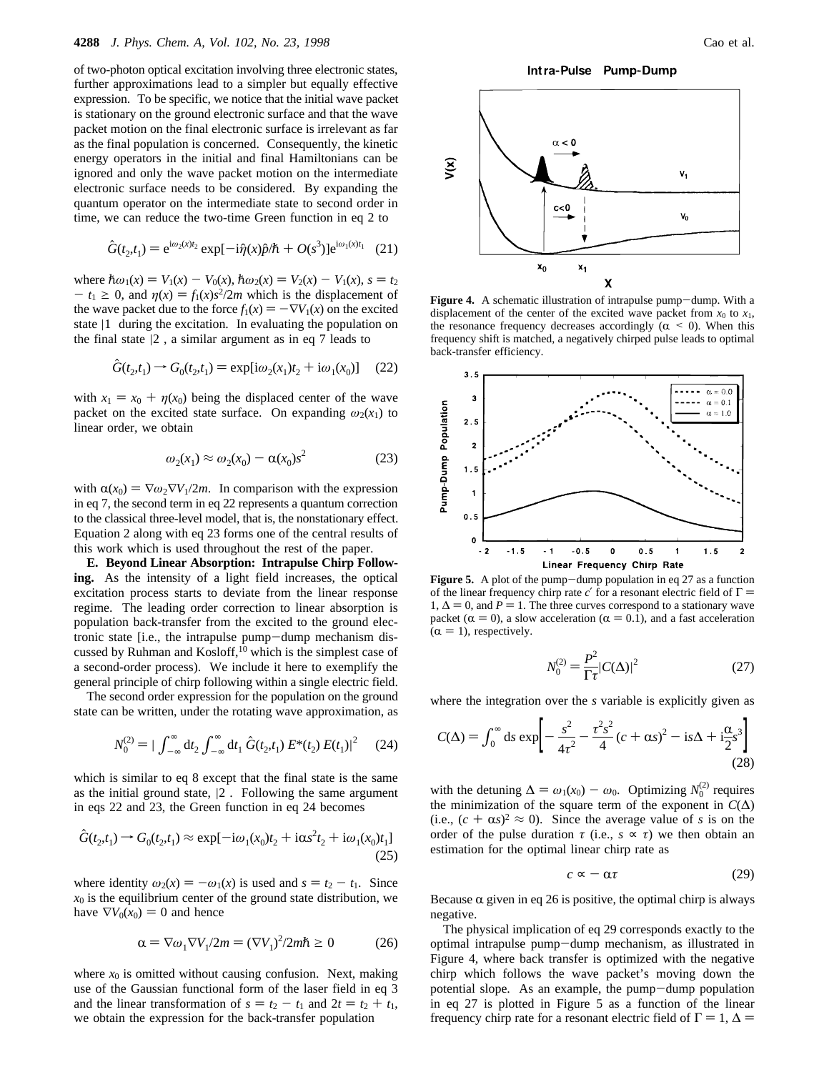of two-photon optical excitation involving three electronic states, further approximations lead to a simpler but equally effective expression. To be specific, we notice that the initial wave packet is stationary on the ground electronic surface and that the wave packet motion on the final electronic surface is irrelevant as far as the final population is concerned. Consequently, the kinetic energy operators in the initial and final Hamiltonians can be ignored and only the wave packet motion on the intermediate electronic surface needs to be considered. By expanding the quantum operator on the intermediate state to second order in time, we can reduce the two-time Green function in eq 2 to

$$\hat{G}(t_2,t_1) = e^{i\omega_2(x)t_2} \exp[-i\hat{\eta}(x)\hat{p}/\hbar + O(s^3)]e^{i\omega_1(x)t_1} \quad (21)$$

where $\hbar\omega_1(x) = V_1(x) - V_0(x)$, $\hbar\omega_2(x) = V_2(x) - V_1(x)$, $s = t_2 - t_1 \geq 0$, and $\eta(x) = f_1(x)s^2/2m$ which is the displacement of the wave packet due to the force $f_1(x) = -\nabla V_1(x)$ on the excited state $|1\rangle$ during the excitation. In evaluating the population on the final state $|2\rangle$, a similar argument as in eq 7 leads to

$$\hat{G}(t_2,t_1) \rightarrow G_0(t_2,t_1) = \exp[i\omega_2(x_1)t_2 + i\omega_1(x_0)] \quad (22)$$

with $x_1 = x_0 + \eta(x_0)$ being the displaced center of the wave packet on the excited state surface. On expanding $\omega_2(x_1)$ to linear order, we obtain

$$\omega_2(x_1) \approx \omega_2(x_0) - \alpha(x_0)s^2 \quad (23)$$

with $\alpha(x_0) = \nabla\omega_2\nabla V_1/2m$. In comparison with the expression in eq 7, the second term in eq 22 represents a quantum correction to the classical three-level model, that is, the nonstationary effect. Equation 2 along with eq 23 forms one of the central results of this work which is used throughout the rest of the paper.

**E. Beyond Linear Absorption: Intrapulse Chirp Following.** As the intensity of a light field increases, the optical excitation process starts to deviate from the linear response regime. The leading order correction to linear absorption is population back-transfer from the excited to the ground electronic state [i.e., the intrapulse pump–dump mechanism discussed by Ruhman and Kosloff,[10] which is the simplest case of a second-order process). We include it here to exemplify the general principle of chirp following within a single electric field.

The second order expression for the population on the ground state can be written, under the rotating wave approximation, as

$$N_0^{(2)} = |\int_{-\infty}^{\infty} dt_2 \int_{-\infty}^{\infty} dt_1\, \hat{G}(t_2,t_1)\, E^*(t_2)\, E(t_1)|^2 \quad (24)$$

which is similar to eq 8 except that the final state is the same as the initial ground state, $|2\rangle$. Following the same argument in eqs 22 and 23, the Green function in eq 24 becomes

$$\hat{G}(t_2,t_1) \rightarrow G_0(t_2,t_1) \approx \exp[-i\omega_1(x_0)t_2 + i\alpha s^2 t_2 + i\omega_1(x_0)t_1] \quad (25)$$

where identity $\omega_2(x) = -\omega_1(x)$ is used and $s = t_2 - t_1$. Since $x_0$ is the equilibrium center of the ground state distribution, we have $\nabla V_0(x_0) = 0$ and hence

$$\alpha = \nabla\omega_1\nabla V_1/2m = (\nabla V_1)^2/2m\hbar \geq 0 \quad (26)$$

where $x_0$ is omitted without causing confusion. Next, making use of the Gaussian functional form of the laser field in eq 3 and the linear transformation of $s = t_2 - t_1$ and $2t = t_2 + t_1$, we obtain the expression for the back-transfer population

**Figure 4.** A schematic illustration of intrapulse pump–dump. With a displacement of the center of the excited wave packet from $x_0$ to $x_1$, the resonance frequency decreases accordingly ($\alpha < 0$). When this frequency shift is matched, a negatively chirped pulse leads to optimal back-transfer efficiency.

**Figure 5.** A plot of the pump–dump population in eq 27 as a function of the linear frequency chirp rate $c'$ for a resonant electric field of $\Gamma = 1$, $\Delta = 0$, and $P = 1$. The three curves correspond to a stationary wave packet ($\alpha = 0$), a slow acceleration ($\alpha = 0.1$), and a fast acceleration ($\alpha = 1$), respectively.

$$N_0^{(2)} = \frac{P^2}{\Gamma\tau}|C(\Delta)|^2 \quad (27)$$

where the integration over the $s$ variable is explicitly given as

$$C(\Delta) = \int_0^{\infty} ds \exp\left[-\frac{s^2}{4\tau^2} - \frac{\tau^2 s^2}{4}(c + \alpha s)^2 - is\Delta + i\frac{\alpha}{2}s^3\right] \quad (28)$$

with the detuning $\Delta = \omega_1(x_0) - \omega_0$. Optimizing $N_0^{(2)}$ requires the minimization of the square term of the exponent in $C(\Delta)$ (i.e., $(c + \alpha s)^2 \approx 0$). Since the average value of $s$ is on the order of the pulse duration $\tau$ (i.e., $s \propto \tau$) we then obtain an estimation for the optimal linear chirp rate as

$$c \propto -\alpha\tau \quad (29)$$

Because $\alpha$ given in eq 26 is positive, the optimal chirp is always negative.

The physical implication of eq 29 corresponds exactly to the optimal intrapulse pump–dump mechanism, as illustrated in Figure 4, where back transfer is optimized with the negative chirp which follows the wave packet's moving down the potential slope. As an example, the pump–dump population in eq 27 is plotted in Figure 5 as a function of the linear frequency chirp rate for a resonant electric field of $\Gamma = 1$, $\Delta =$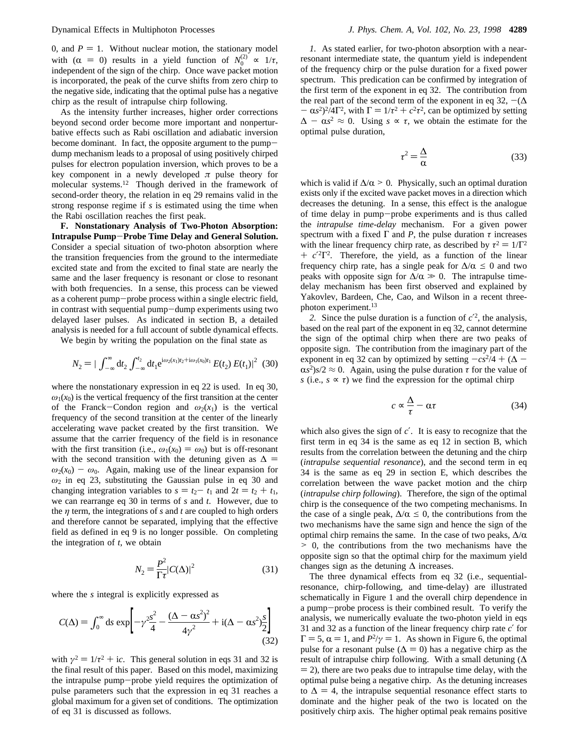0, and $P = 1$. Without nuclear motion, the stationary model with ($\alpha = 0$) results in a yield function of $N_0^{(2)} \propto 1/\tau$, independent of the sign of the chirp. Once wave packet motion is incorporated, the peak of the curve shifts from zero chirp to the negative side, indicating that the optimal pulse has a negative chirp as the result of intrapulse chirp following.

As the intensity further increases, higher order corrections beyond second order become more important and nonperturbative effects such as Rabi oscillation and adiabatic inversion become dominant. In fact, the opposite argument to the pump–dump mechanism leads to a proposal of using positively chirped pulses for electron population inversion, which proves to be a key component in a newly developed $\pi$ pulse theory for molecular systems.[12] Though derived in the framework of second-order theory, the relation in eq 29 remains valid in the strong response regime if $s$ is estimated using the time when the Rabi oscillation reaches the first peak.

**F. Nonstationary Analysis of Two-Photon Absorption: Intrapulse Pump–Probe Time Delay and General Solution.** Consider a special situation of two-photon absorption where the transition frequencies from the ground to the intermediate excited state and from the excited to final state are nearly the same and the laser frequency is resonant or close to resonant with both frequencies. In a sense, this process can be viewed as a coherent pump–probe process within a single electric field, in contrast with sequential pump–dump experiments using two delayed laser pulses. As indicated in section B, a detailed analysis is needed for a full account of subtle dynamical effects.

We begin by writing the population on the final state as

$$N_2 = \left| \int_{-\infty}^{\infty} \mathrm{d}t_2 \int_{-\infty}^{t_2} \mathrm{d}t_1 e^{i\omega_2(x_1)t_2 + i\omega_1(x_0)t_1} E(t_2)\, E(t_1) \right|^2 \quad (30)$$

where the nonstationary expression in eq 22 is used. In eq 30, $\omega_1(x_0)$ is the vertical frequency of the first transition at the center of the Franck–Condon region and $\omega_2(x_1)$ is the vertical frequency of the second transition at the center of the linearly accelerating wave packet created by the first transition. We assume that the carrier frequency of the field is in resonance with the first transition (i.e., $\omega_1(x_0) = \omega_0$) but is off-resonant with the second transition with the detuning given as $\Delta = \omega_2(x_0) - \omega_0$. Again, making use of the linear expansion for $\omega_2$ in eq 23, substituting the Gaussian pulse in eq 30 and changing integration variables to $s = t_2 - t_1$ and $2t = t_2 + t_1$, we can rearrange eq 30 in terms of $s$ and $t$. However, due to the $\eta$ term, the integrations of $s$ and $t$ are coupled to high orders and therefore cannot be separated, implying that the effective field as defined in eq 9 is no longer possible. On completing the integration of $t$, we obtain

$$N_2 = \frac{P^2}{\Gamma\tau} |C(\Delta)|^2 \quad (31)$$

where the $s$ integral is explicitly expressed as

$$C(\Delta) = \int_0^{\infty} \mathrm{d}s \exp\left[ -\gamma^2 \frac{s^2}{4} - \frac{(\Delta - \alpha s^2)^2}{4\gamma^2} + i(\Delta - \alpha s^2)\frac{s}{2} \right] \quad (32)$$

with $\gamma^2 = 1/\tau^2 + ic$. This general solution in eqs 31 and 32 is the final result of this paper. Based on this model, maximizing the intrapulse pump–probe yield requires the optimization of pulse parameters such that the expression in eq 31 reaches a global maximum for a given set of conditions. The optimization of eq 31 is discussed as follows.

*1.* As stated earlier, for two-photon absorption with a near-resonant intermediate state, the quantum yield is independent of the frequency chirp or the pulse duration for a fixed power spectrum. This predication can be confirmed by integration of the first term of the exponent in eq 32. The contribution from the real part of the second term of the exponent in eq 32, $-(\Delta - \alpha s^2)^2/4\Gamma^2$, with $\Gamma = 1/\tau^2 + c^2\tau^2$, can be optimized by setting $\Delta - \alpha s^2 \approx 0$. Using $s \propto \tau$, we obtain the estimate for the optimal pulse duration,

$$\tau^2 = \frac{\Delta}{\alpha} \quad (33)$$

which is valid if $\Delta/\alpha > 0$. Physically, such an optimal duration exists only if the excited wave packet moves in a direction which decreases the detuning. In a sense, this effect is the analogue of time delay in pump–probe experiments and is thus called the *intrapulse time-delay* mechanism. For a given power spectrum with a fixed $\Gamma$ and $P$, the pulse duration $\tau$ increases with the linear frequency chirp rate, as described by $\tau^2 = 1/\Gamma^2 + c'^2\Gamma^2$. Therefore, the yield, as a function of the linear frequency chirp rate, has a single peak for $\Delta/\alpha \leq 0$ and two peaks with opposite sign for $\Delta/\alpha \gg 0$. The intrapulse time-delay mechanism has been first observed and explained by Yakovlev, Bardeen, Che, Cao, and Wilson in a recent three-photon experiment.[13]

*2.* Since the pulse duration is a function of $c'^2$, the analysis, based on the real part of the exponent in eq 32, cannot determine the sign of the optimal chirp when there are two peaks of opposite sign. The contribution from the imaginary part of the exponent in eq 32 can by optimized by setting $-cs^2/4 + (\Delta - \alpha s^2)s/2 \approx 0$. Again, using the pulse duration $\tau$ for the value of $s$ (i.e., $s \propto \tau$) we find the expression for the optimal chirp

$$c \propto \frac{\Delta}{\tau} - \alpha\tau \quad (34)$$

which also gives the sign of $c'$. It is easy to recognize that the first term in eq 34 is the same as eq 12 in section B, which results from the correlation between the detuning and the chirp (*intrapulse sequential resonance*), and the second term in eq 34 is the same as eq 29 in section E, which describes the correlation between the wave packet motion and the chirp (*intrapulse chirp following*). Therefore, the sign of the optimal chirp is the consequence of the two competing mechanisms. In the case of a single peak, $\Delta/\alpha \leq 0$, the contributions from the two mechanisms have the same sign and hence the sign of the optimal chirp remains the same. In the case of two peaks, $\Delta/\alpha > 0$, the contributions from the two mechanisms have the opposite sign so that the optimal chirp for the maximum yield changes sign as the detuning $\Delta$ increases.

The three dynamical effects from eq 32 (i.e., sequential-resonance, chirp-following, and time-delay) are illustrated schematically in Figure 1 and the overall chirp dependence in a pump–probe process is their combined result. To verify the analysis, we numerically evaluate the two-photon yield in eqs 31 and 32 as a function of the linear frequency chirp rate $c'$ for $\Gamma = 5$, $\alpha = 1$, and $P^2/\gamma = 1$. As shown in Figure 6, the optimal pulse for a resonant pulse ($\Delta = 0$) has a negative chirp as the result of intrapulse chirp following. With a small detuning ($\Delta = 2$), there are two peaks due to intrapulse time delay, with the optimal pulse being a negative chirp. As the detuning increases to $\Delta = 4$, the intrapulse sequential resonance effect starts to dominate and the higher peak of the two is located on the positively chirp axis. The higher optimal peak remains positive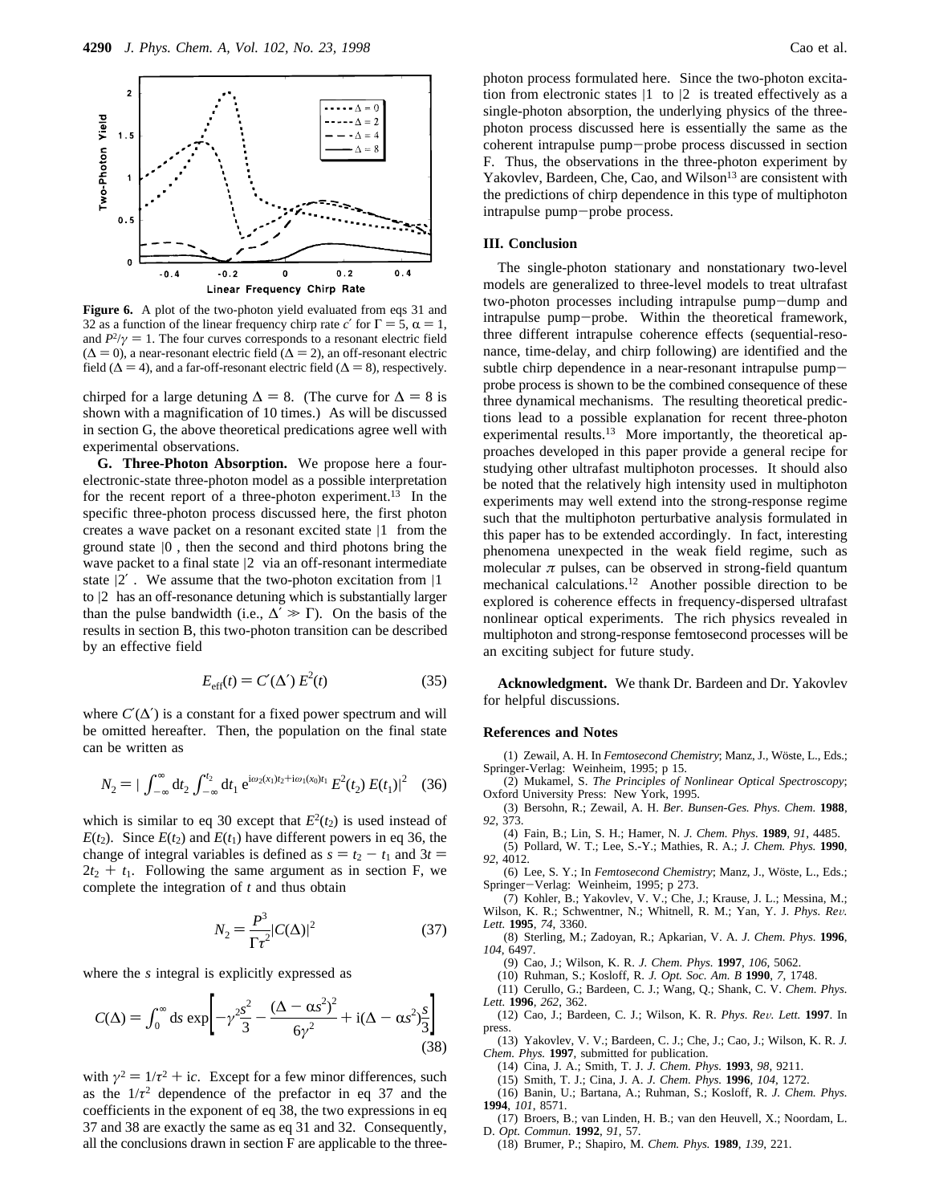Two-Photon Yield

2

1.5

1

0.5

0

-0.4 -0.2 0 0.2 0.4

Linear Frequency Chirp Rate

$\Delta = 0$

$\Delta = 2$

$\Delta = 4$

$\Delta = 8$

**Figure 6.** A plot of the two-photon yield evaluated from eqs 31 and 32 as a function of the linear frequency chirp rate $c'$ for $\Gamma = 5$, $\alpha = 1$, and $P^2/\gamma = 1$. The four curves corresponds to a resonant electric field ($\Delta = 0$), a near-resonant electric field ($\Delta = 2$), an off-resonant electric field ($\Delta = 4$), and a far-off-resonant electric field ($\Delta = 8$), respectively.

chirped for a large detuning $\Delta = 8$. (The curve for $\Delta = 8$ is shown with a magnification of 10 times.) As will be discussed in section G, the above theoretical predications agree well with experimental observations.

**G. Three-Photon Absorption.** We propose here a four-electronic-state three-photon model as a possible interpretation for the recent report of a three-photon experiment.[13] In the specific three-photon process discussed here, the first photon creates a wave packet on a resonant excited state $|1\rangle$ from the ground state $|0\rangle$, then the second and third photons bring the wave packet to a final state $|2\rangle$ via an off-resonant intermediate state $|2'\rangle$. We assume that the two-photon excitation from $|1\rangle$ to $|2\rangle$ has an off-resonance detuning which is substantially larger than the pulse bandwidth (i.e., $\Delta' \gg \Gamma$). On the basis of the results in section B, this two-photon transition can be described by an effective field

$$E_{\mathrm{eff}}(t) = C'(\Delta')\, E^2(t) \tag{35}$$

where $C'(\Delta')$ is a constant for a fixed power spectrum and will be omitted hereafter. Then, the population on the final state can be written as

$$N_2 = \left| \int_{-\infty}^{\infty} \mathrm{d}t_2 \int_{-\infty}^{t_2} \mathrm{d}t_1\, \mathrm{e}^{\mathrm{i}\omega_2(x_1)t_2 + \mathrm{i}\omega_1(x_0)t_1}\, E^2(t_2)\, E(t_1) \right|^2 \tag{36}$$

which is similar to eq 30 except that $E^2(t_2)$ is used instead of $E(t_2)$. Since $E(t_2)$ and $E(t_1)$ have different powers in eq 36, the change of integral variables is defined as $s = t_2 - t_1$ and $3t = 2t_2 + t_1$. Following the same argument as in section F, we complete the integration of $t$ and thus obtain

$$N_2 = \frac{P^3}{\Gamma \tau^2} |C(\Delta)|^2 \tag{37}$$

where the $s$ integral is explicitly expressed as

$$C(\Delta) = \int_0^{\infty} \mathrm{d}s\, \exp\left[ -\gamma^2 \frac{s^2}{3} - \frac{(\Delta - \alpha s^2)^2}{6\gamma^2} + \mathrm{i}(\Delta - \alpha s^2)\frac{s}{3} \right] \tag{38}$$

with $\gamma^2 = 1/\tau^2 + \mathrm{i}c$. Except for a few minor differences, such as the $1/\tau^2$ dependence of the prefactor in eq 37 and the coefficients in the exponent of eq 38, the two expressions in eq 37 and 38 are exactly the same as eq 31 and 32. Consequently, all the conclusions drawn in section F are applicable to the three-photon process formulated here. Since the two-photon excitation from electronic states $|1\rangle$ to $|2\rangle$ is treated effectively as a single-photon absorption, the underlying physics of the three-photon process discussed here is essentially the same as the coherent intrapulse pump–probe process discussed in section F. Thus, the observations in the three-photon experiment by Yakovlev, Bardeen, Che, Cao, and Wilson[13] are consistent with the predictions of chirp dependence in this type of multiphoton intrapulse pump–probe process.

## III. Conclusion

The single-photon stationary and nonstationary two-level models are generalized to three-level models to treat ultrafast two-photon processes including intrapulse pump–dump and intrapulse pump–probe. Within the theoretical framework, three different intrapulse coherence effects (sequential-resonance, time-delay, and chirp following) are identified and the subtle chirp dependence in a near-resonant intrapulse pump–probe process is shown to be the combined consequence of these three dynamical mechanisms. The resulting theoretical predictions lead to a possible explanation for recent three-photon experimental results.[13] More importantly, the theoretical approaches developed in this paper provide a general recipe for studying other ultrafast multiphoton processes. It should also be noted that the relatively high intensity used in multiphoton experiments may well extend into the strong-response regime such that the multiphoton perturbative analysis formulated in this paper has to be extended accordingly. In fact, interesting phenomena unexpected in the weak field regime, such as molecular $\pi$ pulses, can be observed in strong-field quantum mechanical calculations.[12] Another possible direction to be explored is coherence effects in frequency-dispersed ultrafast nonlinear optical experiments. The rich physics revealed in multiphoton and strong-response femtosecond processes will be an exciting subject for future study.

**Acknowledgment.** We thank Dr. Bardeen and Dr. Yakovlev for helpful discussions.

## References and Notes

(1) Zewail, A. H. In *Femtosecond Chemistry*; Manz, J., Wöste, L., Eds.; Springer-Verlag: Weinheim, 1995; p 15.

(2) Mukamel, S. *The Principles of Nonlinear Optical Spectroscopy*; Oxford University Press: New York, 1995.

(3) Bersohn, R.; Zewail, A. H. *Ber. Bunsen-Ges. Phys. Chem.* **1988**, *92*, 373.

(4) Fain, B.; Lin, S. H.; Hamer, N. *J. Chem. Phys.* **1989**, *91*, 4485.

(5) Pollard, W. T.; Lee, S.-Y.; Mathies, R. A.; *J. Chem. Phys.* **1990**, *92*, 4012.

(6) Lee, S. Y.; In *Femtosecond Chemistry*; Manz, J., Wöste, L., Eds.; Springer–Verlag: Weinheim, 1995; p 273.

(7) Kohler, B.; Yakovlev, V. V.; Che, J.; Krause, J. L.; Messina, M.; Wilson, K. R.; Schwentner, N.; Whitnell, R. M.; Yan, Y. J. *Phys. Rev. Lett.* **1995**, *74*, 3360.

(8) Sterling, M.; Zadoyan, R.; Apkarian, V. A. *J. Chem. Phys.* **1996**, *104*, 6497.

(9) Cao, J.; Wilson, K. R. *J. Chem. Phys.* **1997**, *106*, 5062.

(10) Ruhman, S.; Kosloff, R. *J. Opt. Soc. Am. B* **1990**, *7*, 1748.

(11) Cerullo, G.; Bardeen, C. J.; Wang, Q.; Shank, C. V. *Chem. Phys. Lett.* **1996**, *262*, 362.

(12) Cao, J.; Bardeen, C. J.; Wilson, K. R. *Phys. Rev. Lett.* **1997**. In press.

(13) Yakovlev, V. V.; Bardeen, C. J.; Che, J.; Cao, J.; Wilson, K. R. *J. Chem. Phys.* **1997**, submitted for publication.

(14) Cina, J. A.; Smith, T. J. *J. Chem. Phys.* **1993**, *98*, 9211.

(15) Smith, T. J.; Cina, J. A. *J. Chem. Phys.* **1996**, *104*, 1272.

(16) Banin, U.; Bartana, A.; Ruhman, S.; Kosloff, R. *J. Chem. Phys.* **1994**, *101*, 8571.

(17) Broers, B.; van Linden, H. B.; van den Heuvell, X.; Noordam, L. D. *Opt. Commun.* **1992**, *91*, 57.

(18) Brumer, P.; Shapiro, M. *Chem. Phys.* **1989**, *139*, 221.